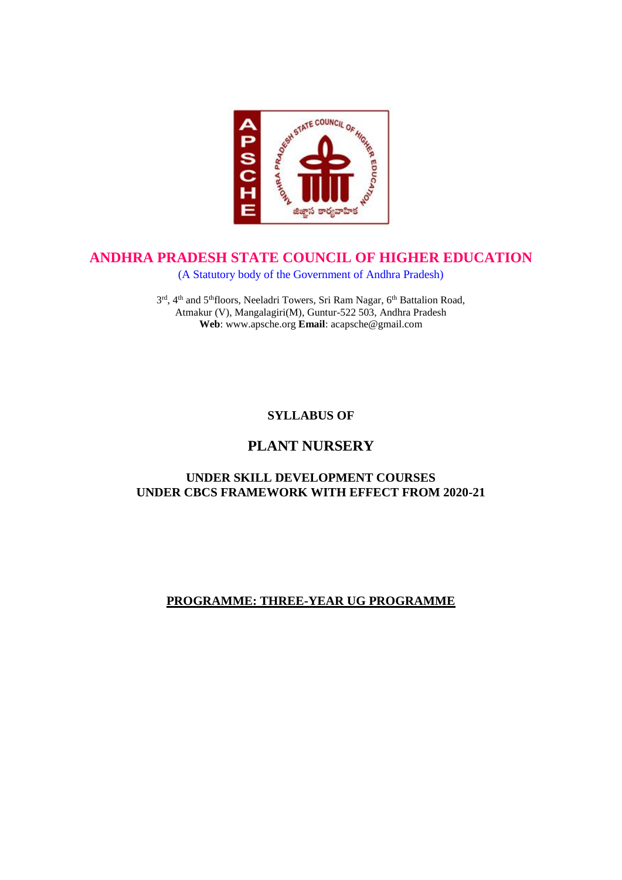# ANDHRA PRADESH STATE COUNCIL OF HIGHER EDUCATION

(A Statutory body of the Government of Andhra Pradesh)

3rd, 4th and 5th floors, Neeladri Towers, Sri Ram Nagar, 6th Battalion Road,
Atmakur (V), Mangalagiri(M), Guntur-522 503, Andhra Pradesh
**Web**: www.apsche.org **Email**: acapsche@gmail.com

**SYLLABUS OF**

## PLANT NURSERY

**UNDER SKILL DEVELOPMENT COURSES**
**UNDER CBCS FRAMEWORK WITH EFFECT FROM 2020-21**

**PROGRAMME: THREE-YEAR UG PROGRAMME**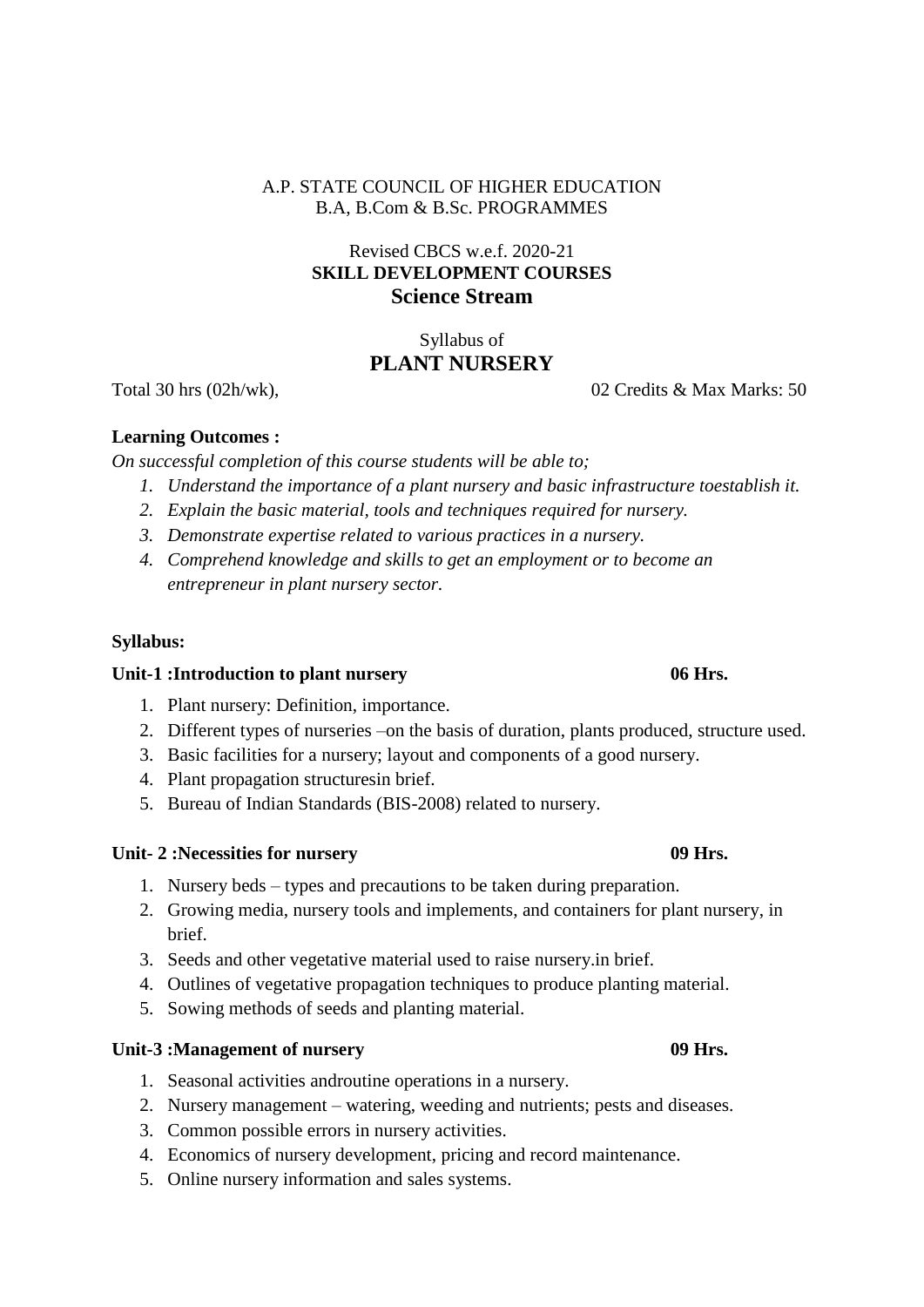A.P. STATE COUNCIL OF HIGHER EDUCATION
B.A, B.Com & B.Sc. PROGRAMMES

Revised CBCS w.e.f. 2020-21
**SKILL DEVELOPMENT COURSES**
**Science Stream**

Syllabus of
# PLANT NURSERY

Total 30 hrs (02h/wk), 02 Credits & Max Marks: 50

**Learning Outcomes :**

*On successful completion of this course students will be able to;*

1. *Understand the importance of a plant nursery and basic infrastructure toestablish it.*
2. *Explain the basic material, tools and techniques required for nursery.*
3. *Demonstrate expertise related to various practices in a nursery.*
4. *Comprehend knowledge and skills to get an employment or to become an entrepreneur in plant nursery sector.*

**Syllabus:**

**Unit-1 :Introduction to plant nursery 06 Hrs.**

1. Plant nursery: Definition, importance.
2. Different types of nurseries –on the basis of duration, plants produced, structure used.
3. Basic facilities for a nursery; layout and components of a good nursery.
4. Plant propagation structuresin brief.
5. Bureau of Indian Standards (BIS-2008) related to nursery.

**Unit- 2 :Necessities for nursery 09 Hrs.**

1. Nursery beds – types and precautions to be taken during preparation.
2. Growing media, nursery tools and implements, and containers for plant nursery, in brief.
3. Seeds and other vegetative material used to raise nursery.in brief.
4. Outlines of vegetative propagation techniques to produce planting material.
5. Sowing methods of seeds and planting material.

**Unit-3 :Management of nursery 09 Hrs.**

1. Seasonal activities androutine operations in a nursery.
2. Nursery management – watering, weeding and nutrients; pests and diseases.
3. Common possible errors in nursery activities.
4. Economics of nursery development, pricing and record maintenance.
5. Online nursery information and sales systems.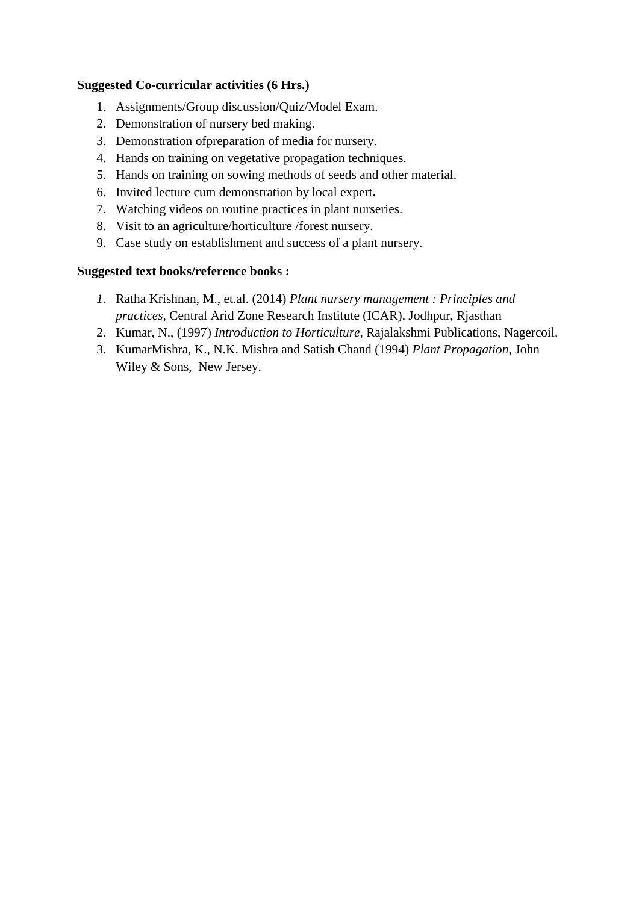**Suggested Co-curricular activities (6 Hrs.)**

1. Assignments/Group discussion/Quiz/Model Exam.
2. Demonstration of nursery bed making.
3. Demonstration ofpreparation of media for nursery.
4. Hands on training on vegetative propagation techniques.
5. Hands on training on sowing methods of seeds and other material.
6. Invited lecture cum demonstration by local expert**.**
7. Watching videos on routine practices in plant nurseries.
8. Visit to an agriculture/horticulture /forest nursery.
9. Case study on establishment and success of a plant nursery.

**Suggested text books/reference books :**

1. Ratha Krishnan, M., et.al. (2014) *Plant nursery management : Principles and practices*, Central Arid Zone Research Institute (ICAR), Jodhpur, Rjasthan
2. Kumar, N., (1997) *Introduction to Horticulture*, Rajalakshmi Publications, Nagercoil.
3. KumarMishra, K., N.K. Mishra and Satish Chand (1994) *Plant Propagation*, John Wiley & Sons, New Jersey.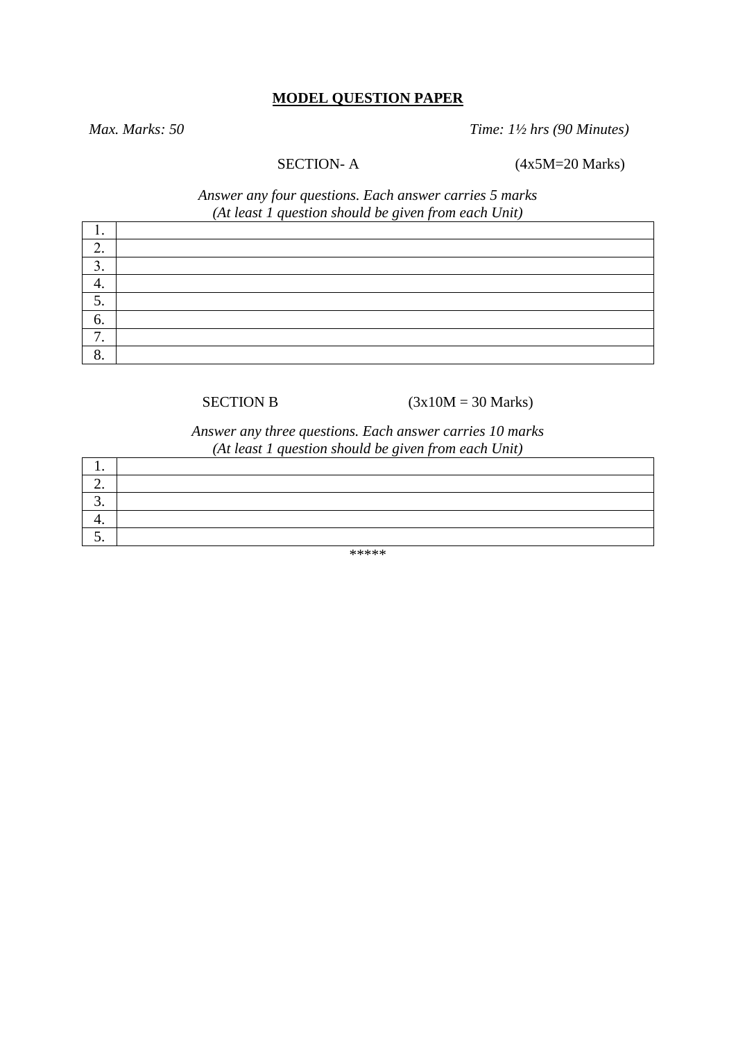## MODEL QUESTION PAPER

*Max. Marks: 50* *Time: 1½ hrs (90 Minutes)*

SECTION- A (4x5M=20 Marks)

*Answer any four questions. Each answer carries 5 marks*
*(At least 1 question should be given from each Unit)*

| | |
|---|---|
| 1. | |
| 2. | |
| 3. | |
| 4. | |
| 5. | |
| 6. | |
| 7. | |
| 8. | |

SECTION B (3x10M = 30 Marks)

*Answer any three questions. Each answer carries 10 marks*
*(At least 1 question should be given from each Unit)*

| | |
|---|---|
| 1. | |
| 2. | |
| 3. | |
| 4. | |
| 5. | |

*****